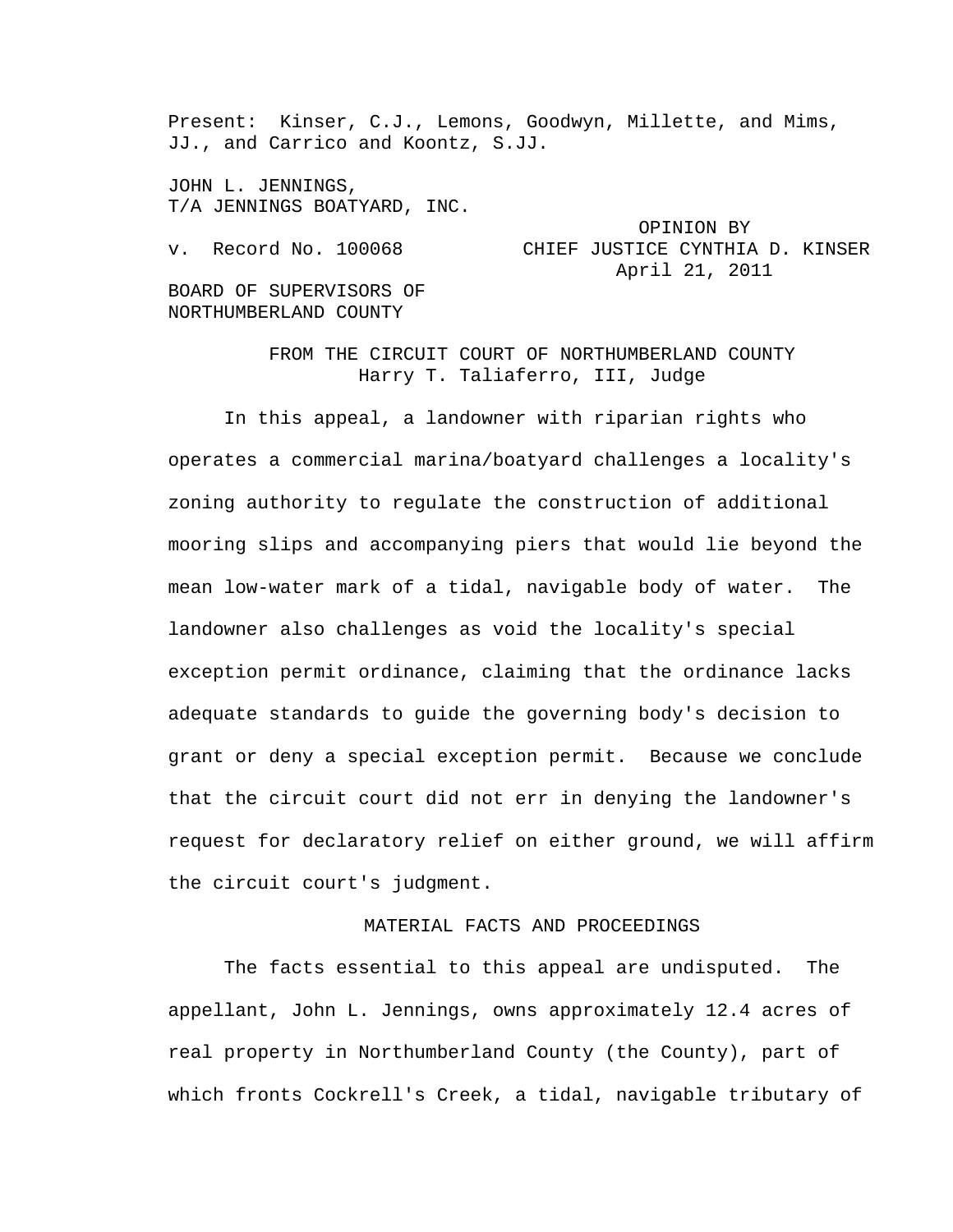Present: Kinser, C.J., Lemons, Goodwyn, Millette, and Mims, JJ., and Carrico and Koontz, S.JJ.

JOHN L. JENNINGS,
T/A JENNINGS BOATYARD, INC.

v. Record No. 100068

OPINION BY
CHIEF JUSTICE CYNTHIA D. KINSER
April 21, 2011

BOARD OF SUPERVISORS OF
NORTHUMBERLAND COUNTY

FROM THE CIRCUIT COURT OF NORTHUMBERLAND COUNTY
Harry T. Taliaferro, III, Judge

In this appeal, a landowner with riparian rights who operates a commercial marina/boatyard challenges a locality's zoning authority to regulate the construction of additional mooring slips and accompanying piers that would lie beyond the mean low-water mark of a tidal, navigable body of water. The landowner also challenges as void the locality's special exception permit ordinance, claiming that the ordinance lacks adequate standards to guide the governing body's decision to grant or deny a special exception permit. Because we conclude that the circuit court did not err in denying the landowner's request for declaratory relief on either ground, we will affirm the circuit court's judgment.

## MATERIAL FACTS AND PROCEEDINGS

The facts essential to this appeal are undisputed. The appellant, John L. Jennings, owns approximately 12.4 acres of real property in Northumberland County (the County), part of which fronts Cockrell's Creek, a tidal, navigable tributary of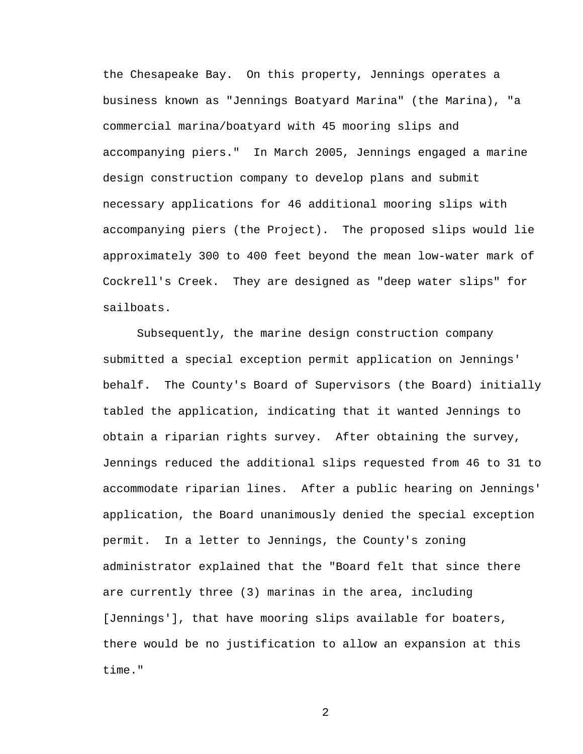the Chesapeake Bay. On this property, Jennings operates a business known as "Jennings Boatyard Marina" (the Marina), "a commercial marina/boatyard with 45 mooring slips and accompanying piers." In March 2005, Jennings engaged a marine design construction company to develop plans and submit necessary applications for 46 additional mooring slips with accompanying piers (the Project). The proposed slips would lie approximately 300 to 400 feet beyond the mean low-water mark of Cockrell's Creek. They are designed as "deep water slips" for sailboats.

Subsequently, the marine design construction company submitted a special exception permit application on Jennings' behalf. The County's Board of Supervisors (the Board) initially tabled the application, indicating that it wanted Jennings to obtain a riparian rights survey. After obtaining the survey, Jennings reduced the additional slips requested from 46 to 31 to accommodate riparian lines. After a public hearing on Jennings' application, the Board unanimously denied the special exception permit. In a letter to Jennings, the County's zoning administrator explained that the "Board felt that since there are currently three (3) marinas in the area, including [Jennings'], that have mooring slips available for boaters, there would be no justification to allow an expansion at this time."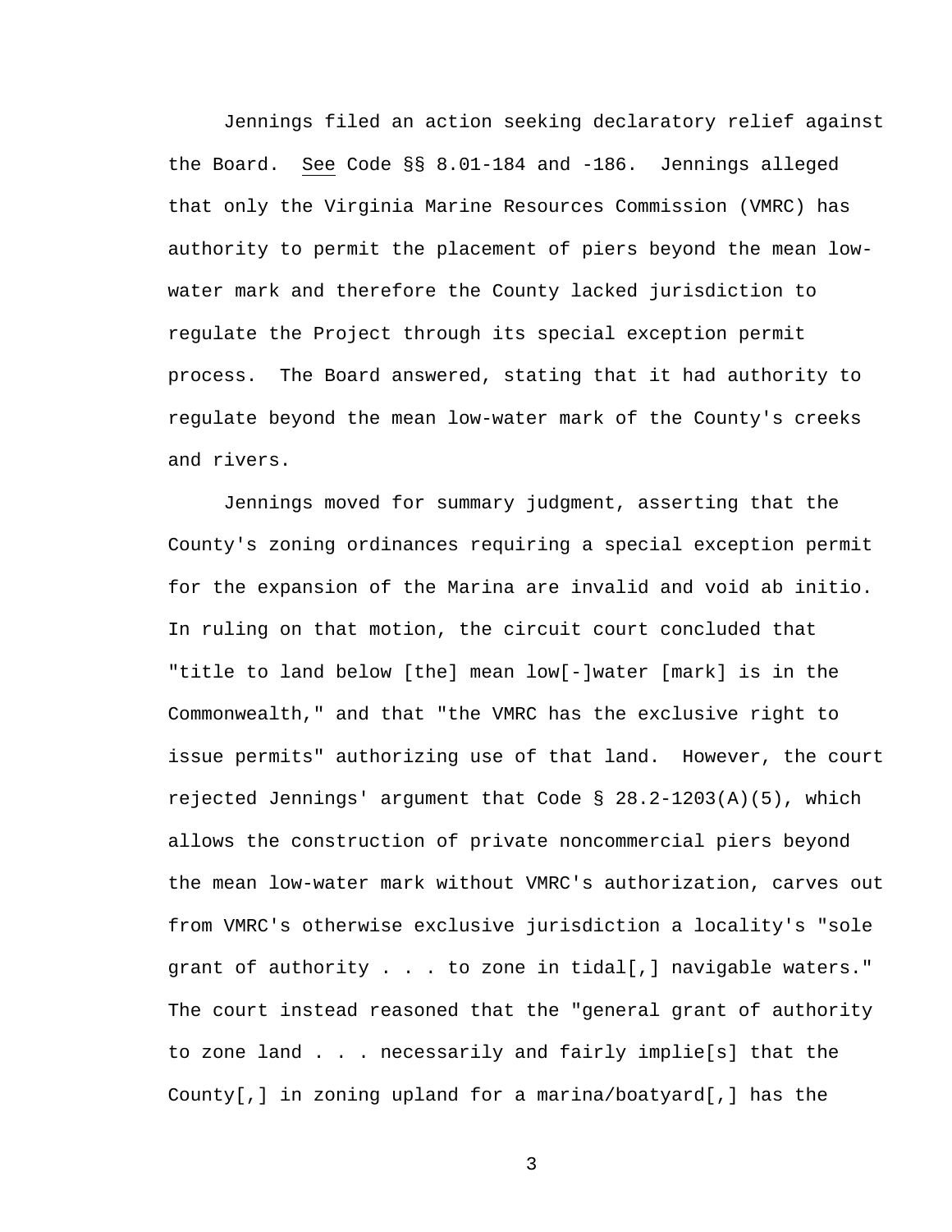Jennings filed an action seeking declaratory relief against the Board. See Code §§ 8.01-184 and -186. Jennings alleged that only the Virginia Marine Resources Commission (VMRC) has authority to permit the placement of piers beyond the mean low-water mark and therefore the County lacked jurisdiction to regulate the Project through its special exception permit process. The Board answered, stating that it had authority to regulate beyond the mean low-water mark of the County's creeks and rivers.

Jennings moved for summary judgment, asserting that the County's zoning ordinances requiring a special exception permit for the expansion of the Marina are invalid and void ab initio. In ruling on that motion, the circuit court concluded that "title to land below [the] mean low[-]water [mark] is in the Commonwealth," and that "the VMRC has the exclusive right to issue permits" authorizing use of that land. However, the court rejected Jennings' argument that Code § 28.2-1203(A)(5), which allows the construction of private noncommercial piers beyond the mean low-water mark without VMRC's authorization, carves out from VMRC's otherwise exclusive jurisdiction a locality's "sole grant of authority . . . to zone in tidal[,] navigable waters." The court instead reasoned that the "general grant of authority to zone land . . . necessarily and fairly implie[s] that the County[,] in zoning upland for a marina/boatyard[,] has the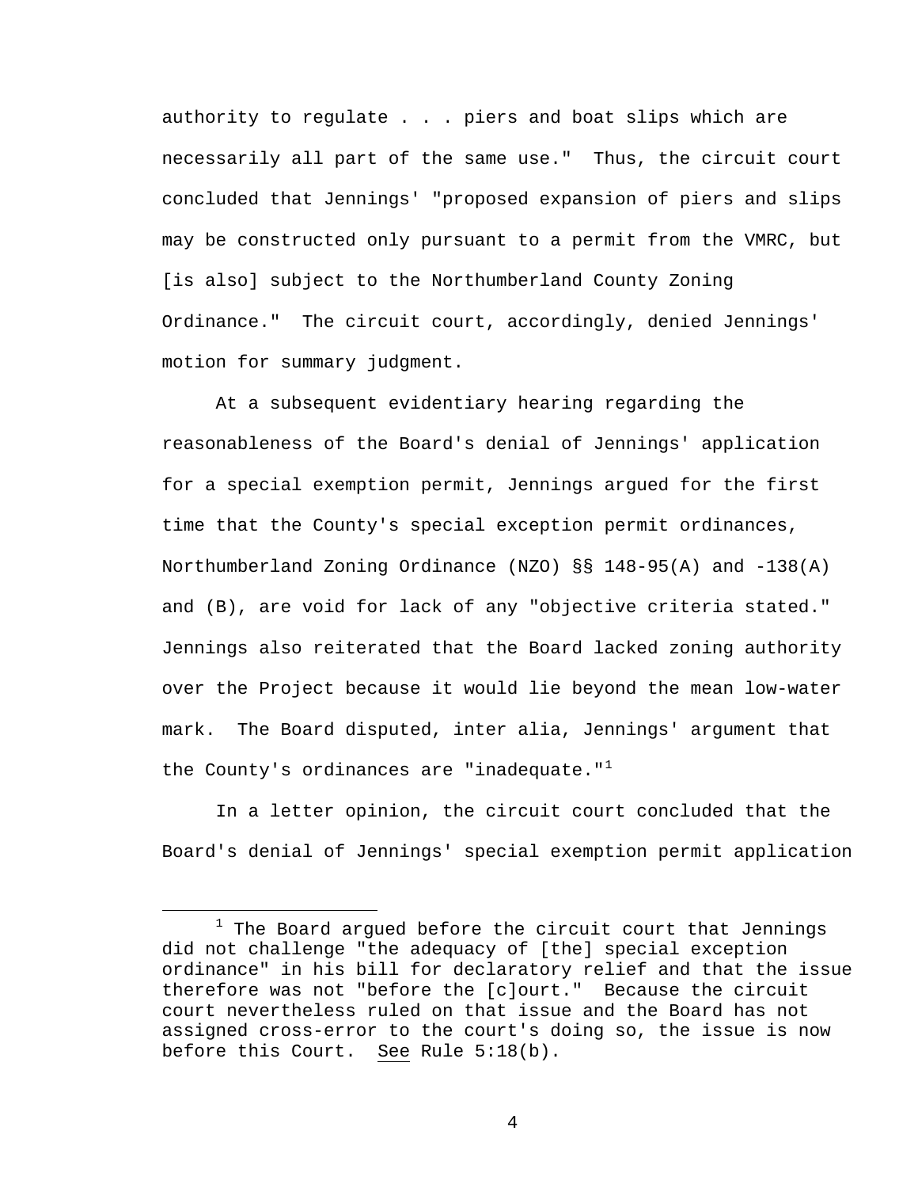authority to regulate . . . piers and boat slips which are necessarily all part of the same use." Thus, the circuit court concluded that Jennings' "proposed expansion of piers and slips may be constructed only pursuant to a permit from the VMRC, but [is also] subject to the Northumberland County Zoning Ordinance." The circuit court, accordingly, denied Jennings' motion for summary judgment.

At a subsequent evidentiary hearing regarding the reasonableness of the Board's denial of Jennings' application for a special exemption permit, Jennings argued for the first time that the County's special exception permit ordinances, Northumberland Zoning Ordinance (NZO) §§ 148-95(A) and -138(A) and (B), are void for lack of any "objective criteria stated." Jennings also reiterated that the Board lacked zoning authority over the Project because it would lie beyond the mean low-water mark. The Board disputed, inter alia, Jennings' argument that the County's ordinances are "inadequate."[1]

In a letter opinion, the circuit court concluded that the Board's denial of Jennings' special exemption permit application

---

[1] The Board argued before the circuit court that Jennings did not challenge "the adequacy of [the] special exception ordinance" in his bill for declaratory relief and that the issue therefore was not "before the [c]ourt." Because the circuit court nevertheless ruled on that issue and the Board has not assigned cross-error to the court's doing so, the issue is now before this Court. See Rule 5:18(b).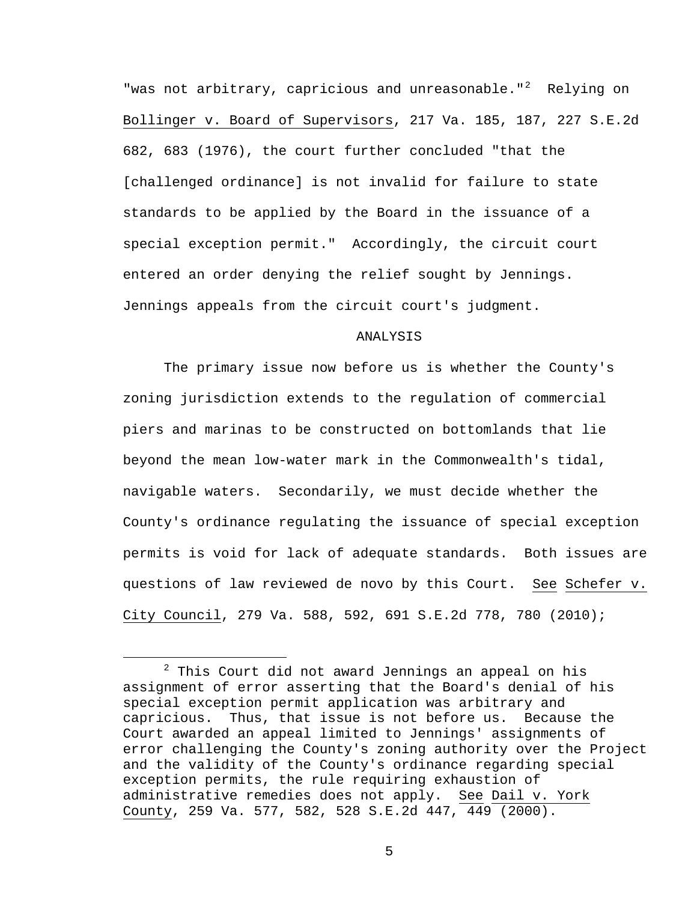"was not arbitrary, capricious and unreasonable."[2] Relying on Bollinger v. Board of Supervisors, 217 Va. 185, 187, 227 S.E.2d 682, 683 (1976), the court further concluded "that the [challenged ordinance] is not invalid for failure to state standards to be applied by the Board in the issuance of a special exception permit." Accordingly, the circuit court entered an order denying the relief sought by Jennings. Jennings appeals from the circuit court's judgment.

## ANALYSIS

The primary issue now before us is whether the County's zoning jurisdiction extends to the regulation of commercial piers and marinas to be constructed on bottomlands that lie beyond the mean low-water mark in the Commonwealth's tidal, navigable waters. Secondarily, we must decide whether the County's ordinance regulating the issuance of special exception permits is void for lack of adequate standards. Both issues are questions of law reviewed de novo by this Court. See Schefer v. City Council, 279 Va. 588, 592, 691 S.E.2d 778, 780 (2010);

---

[2] This Court did not award Jennings an appeal on his assignment of error asserting that the Board's denial of his special exception permit application was arbitrary and capricious. Thus, that issue is not before us. Because the Court awarded an appeal limited to Jennings' assignments of error challenging the County's zoning authority over the Project and the validity of the County's ordinance regarding special exception permits, the rule requiring exhaustion of administrative remedies does not apply. See Dail v. York County, 259 Va. 577, 582, 528 S.E.2d 447, 449 (2000).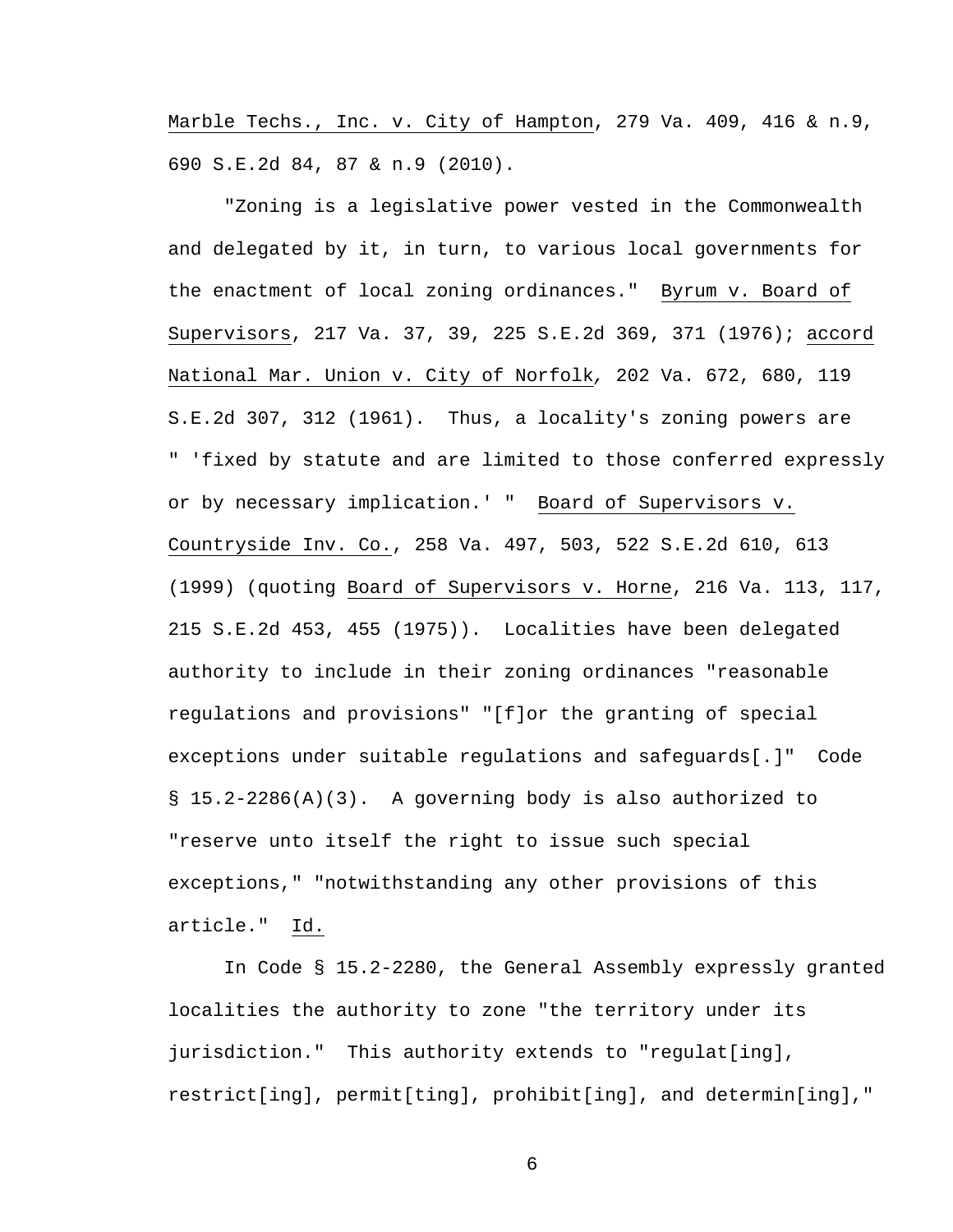Marble Techs., Inc. v. City of Hampton, 279 Va. 409, 416 & n.9, 690 S.E.2d 84, 87 & n.9 (2010).

"Zoning is a legislative power vested in the Commonwealth and delegated by it, in turn, to various local governments for the enactment of local zoning ordinances." Byrum v. Board of Supervisors, 217 Va. 37, 39, 225 S.E.2d 369, 371 (1976); accord National Mar. Union v. City of Norfolk, 202 Va. 672, 680, 119 S.E.2d 307, 312 (1961). Thus, a locality's zoning powers are " 'fixed by statute and are limited to those conferred expressly or by necessary implication.' " Board of Supervisors v. Countryside Inv. Co., 258 Va. 497, 503, 522 S.E.2d 610, 613 (1999) (quoting Board of Supervisors v. Horne, 216 Va. 113, 117, 215 S.E.2d 453, 455 (1975)). Localities have been delegated authority to include in their zoning ordinances "reasonable regulations and provisions" "[f]or the granting of special exceptions under suitable regulations and safeguards[.]" Code § 15.2-2286(A)(3). A governing body is also authorized to "reserve unto itself the right to issue such special exceptions," "notwithstanding any other provisions of this article." Id.

In Code § 15.2-2280, the General Assembly expressly granted localities the authority to zone "the territory under its jurisdiction." This authority extends to "regulat[ing], restrict[ing], permit[ting], prohibit[ing], and determin[ing],"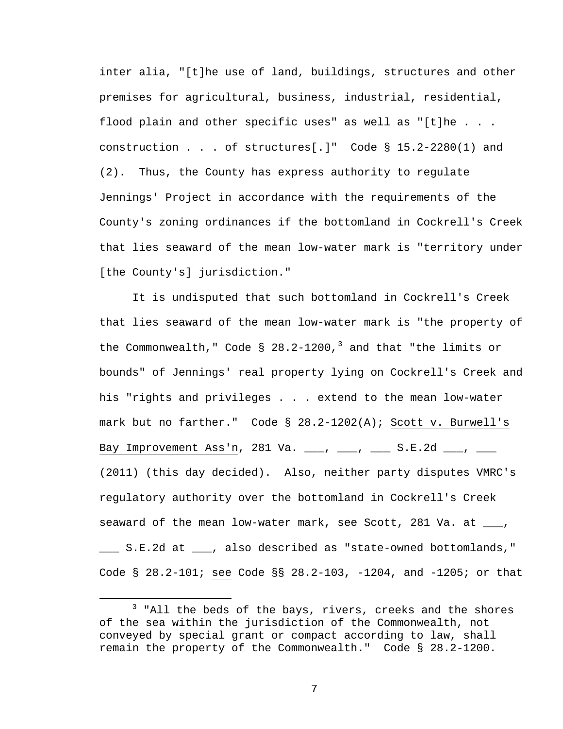inter alia, "[t]he use of land, buildings, structures and other premises for agricultural, business, industrial, residential, flood plain and other specific uses" as well as "[t]he . . . construction . . . of structures[.]" Code § 15.2-2280(1) and (2). Thus, the County has express authority to regulate Jennings' Project in accordance with the requirements of the County's zoning ordinances if the bottomland in Cockrell's Creek that lies seaward of the mean low-water mark is "territory under [the County's] jurisdiction."

It is undisputed that such bottomland in Cockrell's Creek that lies seaward of the mean low-water mark is "the property of the Commonwealth," Code § 28.2-1200,[3] and that "the limits or bounds" of Jennings' real property lying on Cockrell's Creek and his "rights and privileges . . . extend to the mean low-water mark but no farther." Code § 28.2-1202(A); Scott v. Burwell's Bay Improvement Ass'n, 281 Va. ___, ___, ___ S.E.2d ___, ___ (2011) (this day decided). Also, neither party disputes VMRC's regulatory authority over the bottomland in Cockrell's Creek seaward of the mean low-water mark, see Scott, 281 Va. at ___, ___ S.E.2d at ___, also described as "state-owned bottomlands," Code § 28.2-101; see Code §§ 28.2-103, -1204, and -1205; or that

[3] "All the beds of the bays, rivers, creeks and the shores of the sea within the jurisdiction of the Commonwealth, not conveyed by special grant or compact according to law, shall remain the property of the Commonwealth." Code § 28.2-1200.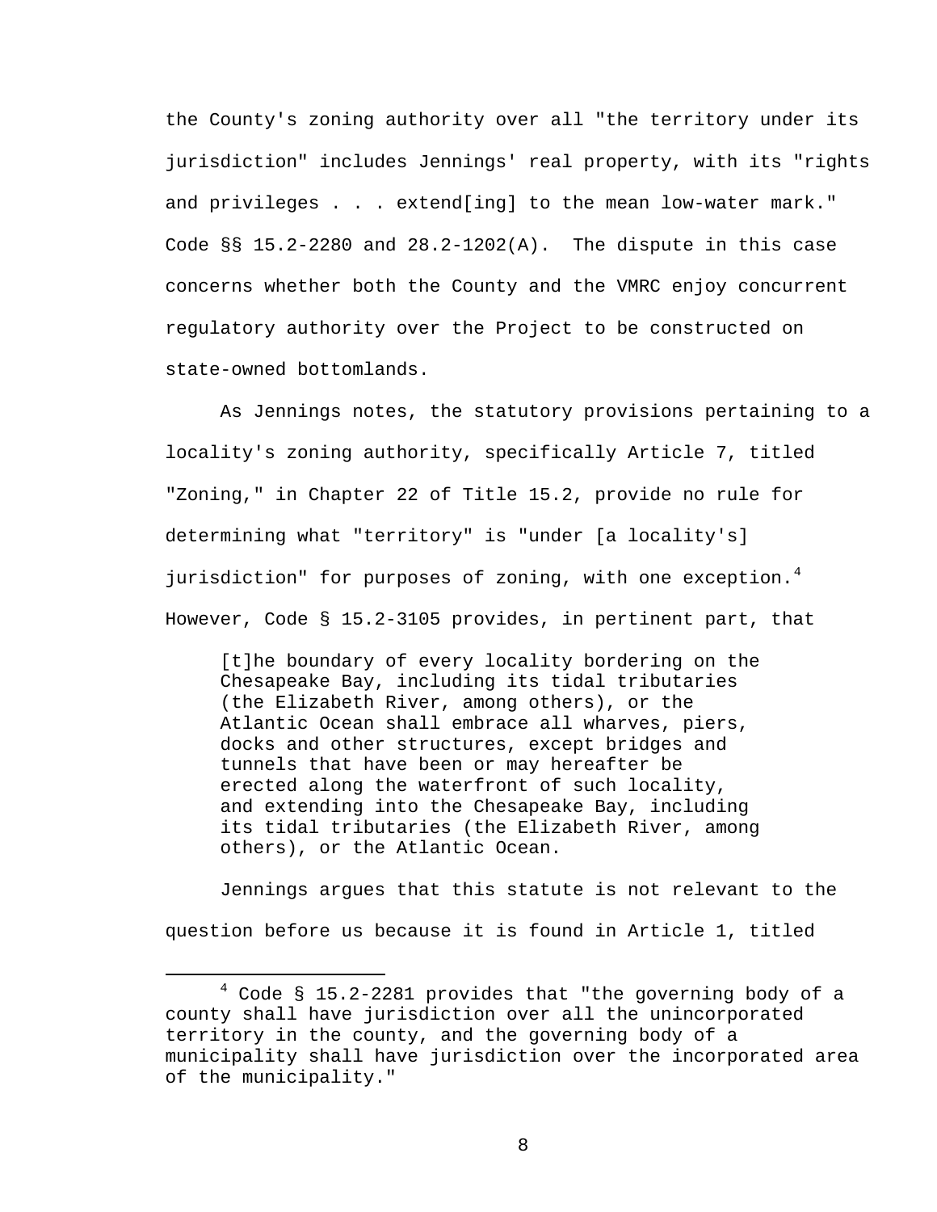the County's zoning authority over all "the territory under its jurisdiction" includes Jennings' real property, with its "rights and privileges . . . extend[ing] to the mean low-water mark." Code §§ 15.2-2280 and 28.2-1202(A). The dispute in this case concerns whether both the County and the VMRC enjoy concurrent regulatory authority over the Project to be constructed on state-owned bottomlands.

As Jennings notes, the statutory provisions pertaining to a locality's zoning authority, specifically Article 7, titled "Zoning," in Chapter 22 of Title 15.2, provide no rule for determining what "territory" is "under [a locality's] jurisdiction" for purposes of zoning, with one exception.[4] However, Code § 15.2-3105 provides, in pertinent part, that

> [t]he boundary of every locality bordering on the Chesapeake Bay, including its tidal tributaries (the Elizabeth River, among others), or the Atlantic Ocean shall embrace all wharves, piers, docks and other structures, except bridges and tunnels that have been or may hereafter be erected along the waterfront of such locality, and extending into the Chesapeake Bay, including its tidal tributaries (the Elizabeth River, among others), or the Atlantic Ocean.

Jennings argues that this statute is not relevant to the question before us because it is found in Article 1, titled

---

[4] Code § 15.2-2281 provides that "the governing body of a county shall have jurisdiction over all the unincorporated territory in the county, and the governing body of a municipality shall have jurisdiction over the incorporated area of the municipality."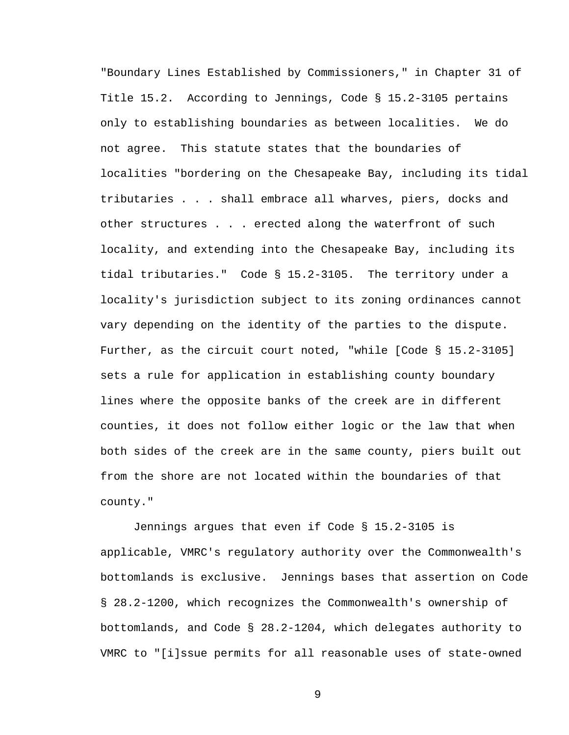"Boundary Lines Established by Commissioners," in Chapter 31 of Title 15.2. According to Jennings, Code § 15.2-3105 pertains only to establishing boundaries as between localities. We do not agree. This statute states that the boundaries of localities "bordering on the Chesapeake Bay, including its tidal tributaries . . . shall embrace all wharves, piers, docks and other structures . . . erected along the waterfront of such locality, and extending into the Chesapeake Bay, including its tidal tributaries." Code § 15.2-3105. The territory under a locality's jurisdiction subject to its zoning ordinances cannot vary depending on the identity of the parties to the dispute. Further, as the circuit court noted, "while [Code § 15.2-3105] sets a rule for application in establishing county boundary lines where the opposite banks of the creek are in different counties, it does not follow either logic or the law that when both sides of the creek are in the same county, piers built out from the shore are not located within the boundaries of that county."

Jennings argues that even if Code § 15.2-3105 is applicable, VMRC's regulatory authority over the Commonwealth's bottomlands is exclusive. Jennings bases that assertion on Code § 28.2-1200, which recognizes the Commonwealth's ownership of bottomlands, and Code § 28.2-1204, which delegates authority to VMRC to "[i]ssue permits for all reasonable uses of state-owned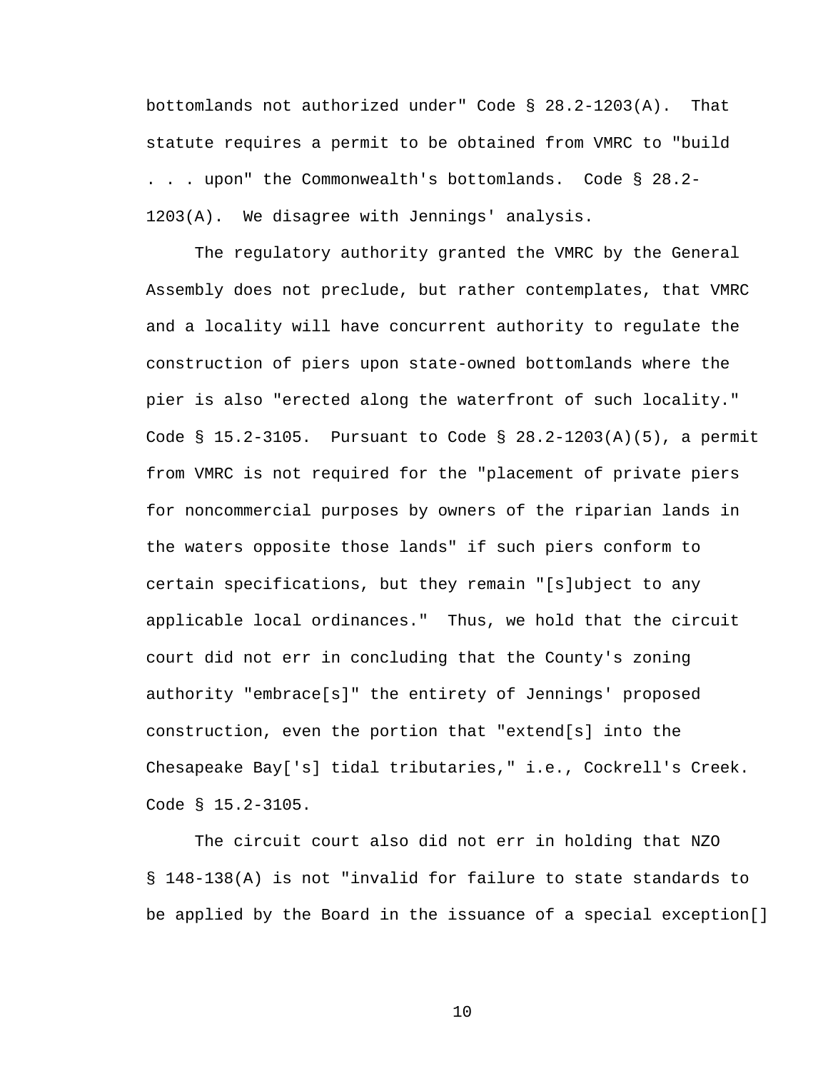bottomlands not authorized under" Code § 28.2-1203(A). That statute requires a permit to be obtained from VMRC to "build . . . upon" the Commonwealth's bottomlands. Code § 28.2-1203(A). We disagree with Jennings' analysis.

The regulatory authority granted the VMRC by the General Assembly does not preclude, but rather contemplates, that VMRC and a locality will have concurrent authority to regulate the construction of piers upon state-owned bottomlands where the pier is also "erected along the waterfront of such locality." Code § 15.2-3105. Pursuant to Code § 28.2-1203(A)(5), a permit from VMRC is not required for the "placement of private piers for noncommercial purposes by owners of the riparian lands in the waters opposite those lands" if such piers conform to certain specifications, but they remain "[s]ubject to any applicable local ordinances." Thus, we hold that the circuit court did not err in concluding that the County's zoning authority "embrace[s]" the entirety of Jennings' proposed construction, even the portion that "extend[s] into the Chesapeake Bay['s] tidal tributaries," i.e., Cockrell's Creek. Code § 15.2-3105.

The circuit court also did not err in holding that NZO § 148-138(A) is not "invalid for failure to state standards to be applied by the Board in the issuance of a special exception[]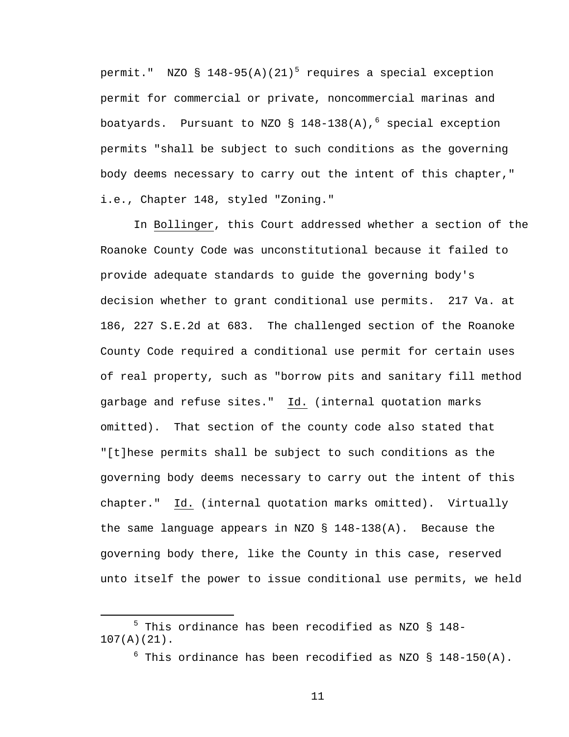permit." NZO § 148-95(A)(21)[5] requires a special exception permit for commercial or private, noncommercial marinas and boatyards. Pursuant to NZO § 148-138(A),[6] special exception permits "shall be subject to such conditions as the governing body deems necessary to carry out the intent of this chapter," i.e., Chapter 148, styled "Zoning."

In Bollinger, this Court addressed whether a section of the Roanoke County Code was unconstitutional because it failed to provide adequate standards to guide the governing body's decision whether to grant conditional use permits. 217 Va. at 186, 227 S.E.2d at 683. The challenged section of the Roanoke County Code required a conditional use permit for certain uses of real property, such as "borrow pits and sanitary fill method garbage and refuse sites." Id. (internal quotation marks omitted). That section of the county code also stated that "[t]hese permits shall be subject to such conditions as the governing body deems necessary to carry out the intent of this chapter." Id. (internal quotation marks omitted). Virtually the same language appears in NZO § 148-138(A). Because the governing body there, like the County in this case, reserved unto itself the power to issue conditional use permits, we held

---

[5] This ordinance has been recodified as NZO § 148-107(A)(21).

[6] This ordinance has been recodified as NZO § 148-150(A).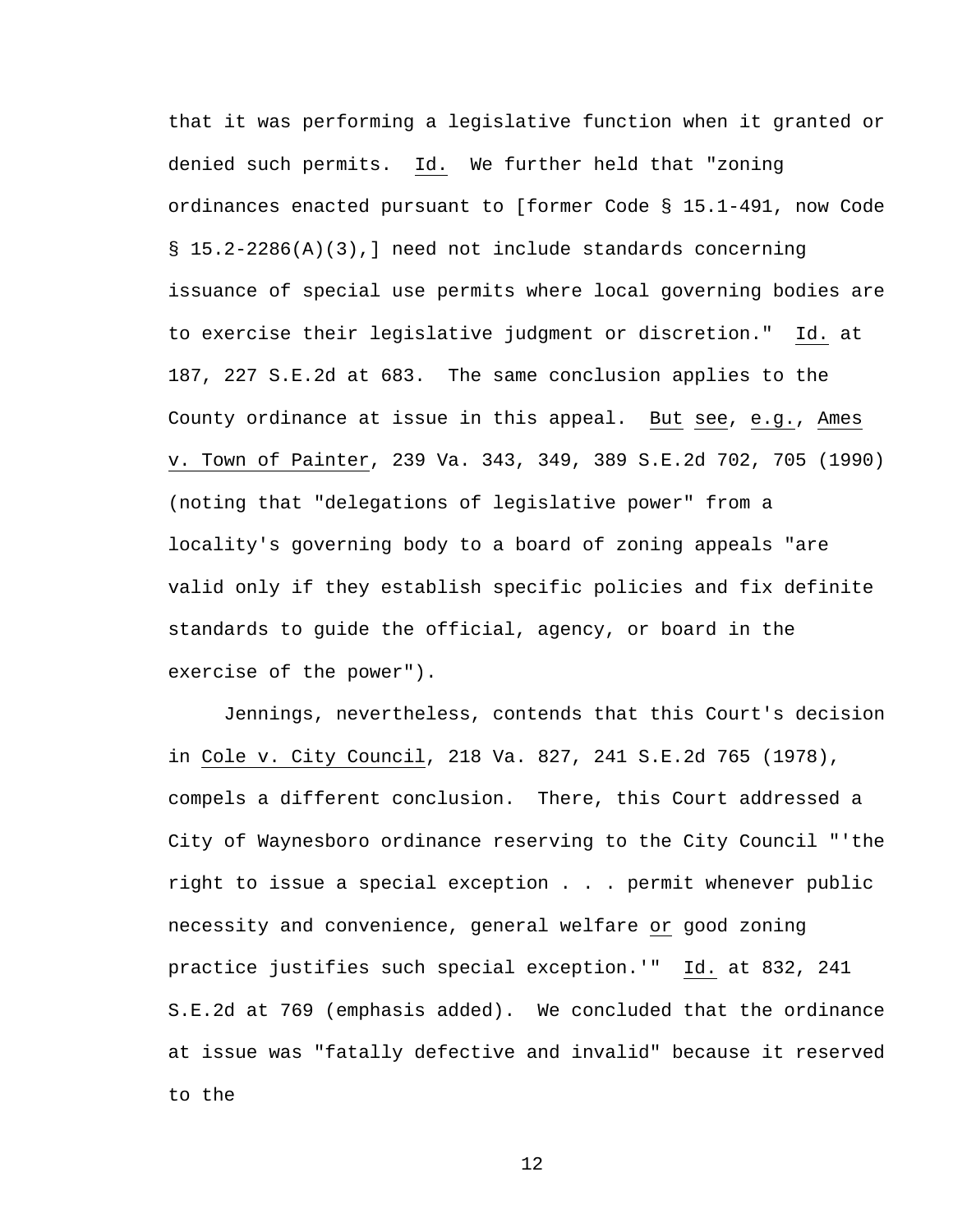that it was performing a legislative function when it granted or denied such permits. Id. We further held that "zoning ordinances enacted pursuant to [former Code § 15.1-491, now Code § 15.2-2286(A)(3),] need not include standards concerning issuance of special use permits where local governing bodies are to exercise their legislative judgment or discretion." Id. at 187, 227 S.E.2d at 683. The same conclusion applies to the County ordinance at issue in this appeal. But see, e.g., Ames v. Town of Painter, 239 Va. 343, 349, 389 S.E.2d 702, 705 (1990) (noting that "delegations of legislative power" from a locality's governing body to a board of zoning appeals "are valid only if they establish specific policies and fix definite standards to guide the official, agency, or board in the exercise of the power").

Jennings, nevertheless, contends that this Court's decision in Cole v. City Council, 218 Va. 827, 241 S.E.2d 765 (1978), compels a different conclusion. There, this Court addressed a City of Waynesboro ordinance reserving to the City Council "'the right to issue a special exception . . . permit whenever public necessity and convenience, general welfare or good zoning practice justifies such special exception.'" Id. at 832, 241 S.E.2d at 769 (emphasis added). We concluded that the ordinance at issue was "fatally defective and invalid" because it reserved to the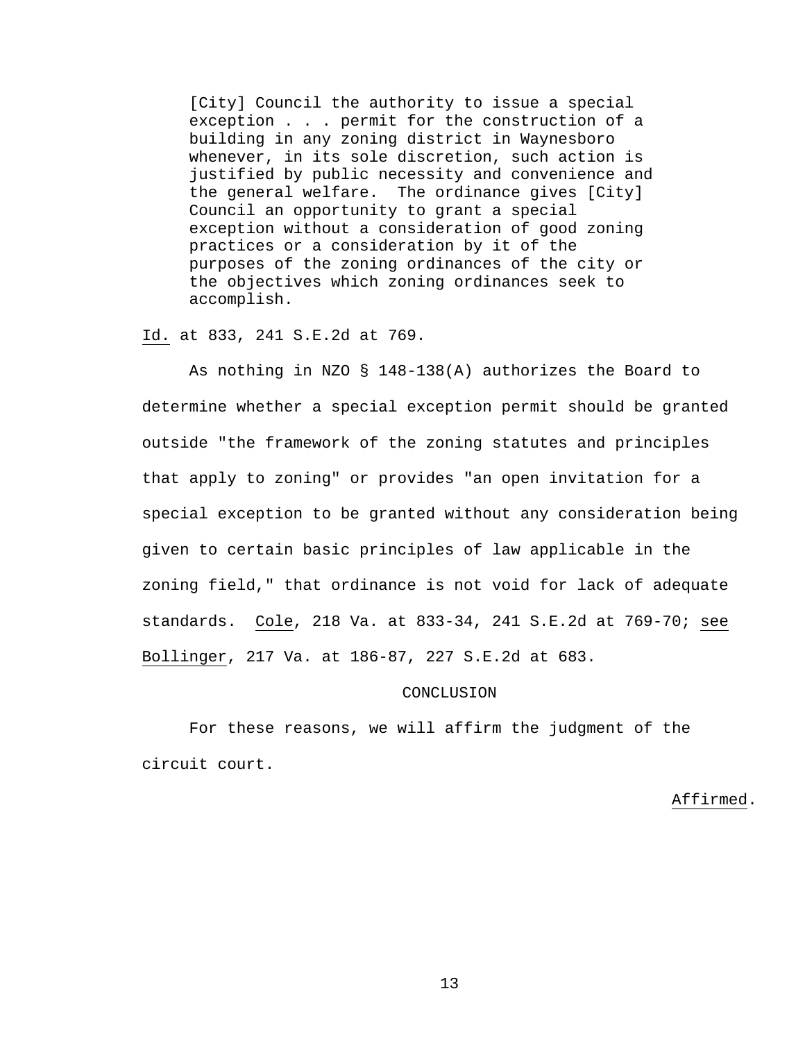> [City] Council the authority to issue a special exception . . . permit for the construction of a building in any zoning district in Waynesboro whenever, in its sole discretion, such action is justified by public necessity and convenience and the general welfare. The ordinance gives [City] Council an opportunity to grant a special exception without a consideration of good zoning practices or a consideration by it of the purposes of the zoning ordinances of the city or the objectives which zoning ordinances seek to accomplish.

Id. at 833, 241 S.E.2d at 769.

As nothing in NZO § 148-138(A) authorizes the Board to determine whether a special exception permit should be granted outside "the framework of the zoning statutes and principles that apply to zoning" or provides "an open invitation for a special exception to be granted without any consideration being given to certain basic principles of law applicable in the zoning field," that ordinance is not void for lack of adequate standards. Cole, 218 Va. at 833-34, 241 S.E.2d at 769-70; see Bollinger, 217 Va. at 186-87, 227 S.E.2d at 683.

## CONCLUSION

For these reasons, we will affirm the judgment of the circuit court.

Affirmed.